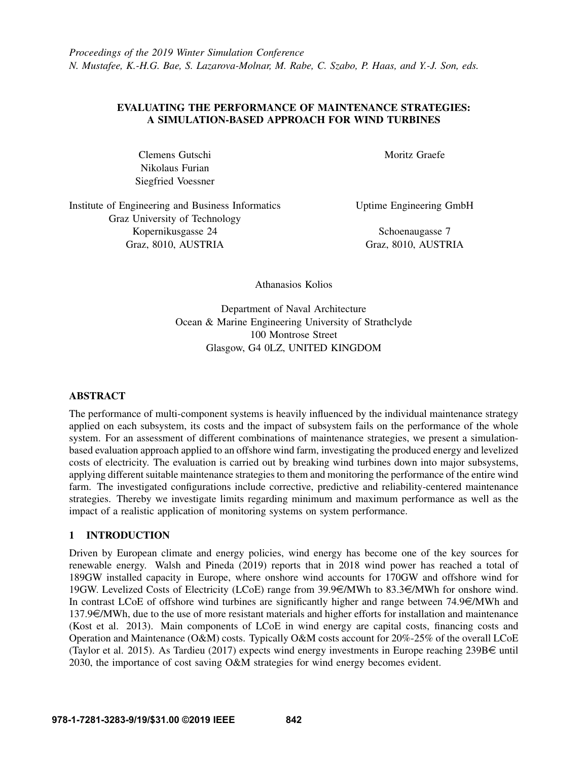*Proceedings of the 2019 Winter Simulation Conference*
*N. Mustafee, K.-H.G. Bae, S. Lazarova-Molnar, M. Rabe, C. Szabo, P. Haas, and Y.-J. Son, eds.*

# EVALUATING THE PERFORMANCE OF MAINTENANCE STRATEGIES: A SIMULATION-BASED APPROACH FOR WIND TURBINES

Clemens Gutschi
Nikolaus Furian
Siegfried Voessner

Institute of Engineering and Business Informatics
Graz University of Technology
Kopernikusgasse 24
Graz, 8010, AUSTRIA

Moritz Graefe

Uptime Engineering GmbH

Schoenaugasse 7
Graz, 8010, AUSTRIA

Athanasios Kolios

Department of Naval Architecture
Ocean & Marine Engineering University of Strathclyde
100 Montrose Street
Glasgow, G4 0LZ, UNITED KINGDOM

## ABSTRACT

The performance of multi-component systems is heavily influenced by the individual maintenance strategy applied on each subsystem, its costs and the impact of subsystem fails on the performance of the whole system. For an assessment of different combinations of maintenance strategies, we present a simulation-based evaluation approach applied to an offshore wind farm, investigating the produced energy and levelized costs of electricity. The evaluation is carried out by breaking wind turbines down into major subsystems, applying different suitable maintenance strategies to them and monitoring the performance of the entire wind farm. The investigated configurations include corrective, predictive and reliability-centered maintenance strategies. Thereby we investigate limits regarding minimum and maximum performance as well as the impact of a realistic application of monitoring systems on system performance.

## 1 INTRODUCTION

Driven by European climate and energy policies, wind energy has become one of the key sources for renewable energy. Walsh and Pineda (2019) reports that in 2018 wind power has reached a total of 189GW installed capacity in Europe, where onshore wind accounts for 170GW and offshore wind for 19GW. Levelized Costs of Electricity (LCoE) range from 39.9€/MWh to 83.3€/MWh for onshore wind. In contrast LCoE of offshore wind turbines are significantly higher and range between 74.9€/MWh and 137.9€/MWh, due to the use of more resistant materials and higher efforts for installation and maintenance (Kost et al. 2013). Main components of LCoE in wind energy are capital costs, financing costs and Operation and Maintenance (O&M) costs. Typically O&M costs account for 20%-25% of the overall LCoE (Taylor et al. 2015). As Tardieu (2017) expects wind energy investments in Europe reaching 239B€ until 2030, the importance of cost saving O&M strategies for wind energy becomes evident.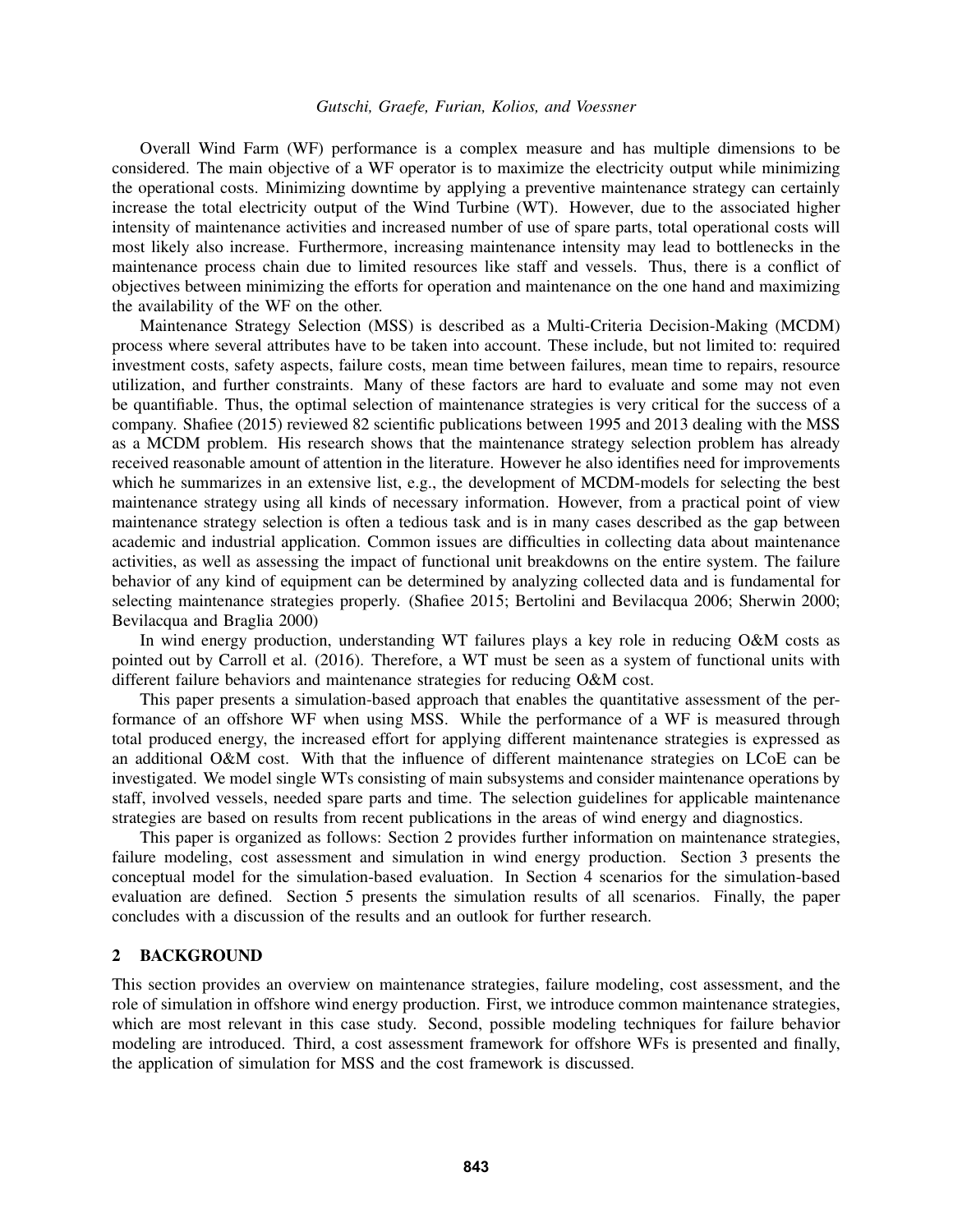Overall Wind Farm (WF) performance is a complex measure and has multiple dimensions to be considered. The main objective of a WF operator is to maximize the electricity output while minimizing the operational costs. Minimizing downtime by applying a preventive maintenance strategy can certainly increase the total electricity output of the Wind Turbine (WT). However, due to the associated higher intensity of maintenance activities and increased number of use of spare parts, total operational costs will most likely also increase. Furthermore, increasing maintenance intensity may lead to bottlenecks in the maintenance process chain due to limited resources like staff and vessels. Thus, there is a conflict of objectives between minimizing the efforts for operation and maintenance on the one hand and maximizing the availability of the WF on the other.

Maintenance Strategy Selection (MSS) is described as a Multi-Criteria Decision-Making (MCDM) process where several attributes have to be taken into account. These include, but not limited to: required investment costs, safety aspects, failure costs, mean time between failures, mean time to repairs, resource utilization, and further constraints. Many of these factors are hard to evaluate and some may not even be quantifiable. Thus, the optimal selection of maintenance strategies is very critical for the success of a company. Shafiee (2015) reviewed 82 scientific publications between 1995 and 2013 dealing with the MSS as a MCDM problem. His research shows that the maintenance strategy selection problem has already received reasonable amount of attention in the literature. However he also identifies need for improvements which he summarizes in an extensive list, e.g., the development of MCDM-models for selecting the best maintenance strategy using all kinds of necessary information. However, from a practical point of view maintenance strategy selection is often a tedious task and is in many cases described as the gap between academic and industrial application. Common issues are difficulties in collecting data about maintenance activities, as well as assessing the impact of functional unit breakdowns on the entire system. The failure behavior of any kind of equipment can be determined by analyzing collected data and is fundamental for selecting maintenance strategies properly. (Shafiee 2015; Bertolini and Bevilacqua 2006; Sherwin 2000; Bevilacqua and Braglia 2000)

In wind energy production, understanding WT failures plays a key role in reducing O&M costs as pointed out by Carroll et al. (2016). Therefore, a WT must be seen as a system of functional units with different failure behaviors and maintenance strategies for reducing O&M cost.

This paper presents a simulation-based approach that enables the quantitative assessment of the performance of an offshore WF when using MSS. While the performance of a WF is measured through total produced energy, the increased effort for applying different maintenance strategies is expressed as an additional O&M cost. With that the influence of different maintenance strategies on LCoE can be investigated. We model single WTs consisting of main subsystems and consider maintenance operations by staff, involved vessels, needed spare parts and time. The selection guidelines for applicable maintenance strategies are based on results from recent publications in the areas of wind energy and diagnostics.

This paper is organized as follows: Section 2 provides further information on maintenance strategies, failure modeling, cost assessment and simulation in wind energy production. Section 3 presents the conceptual model for the simulation-based evaluation. In Section 4 scenarios for the simulation-based evaluation are defined. Section 5 presents the simulation results of all scenarios. Finally, the paper concludes with a discussion of the results and an outlook for further research.

## 2 BACKGROUND

This section provides an overview on maintenance strategies, failure modeling, cost assessment, and the role of simulation in offshore wind energy production. First, we introduce common maintenance strategies, which are most relevant in this case study. Second, possible modeling techniques for failure behavior modeling are introduced. Third, a cost assessment framework for offshore WFs is presented and finally, the application of simulation for MSS and the cost framework is discussed.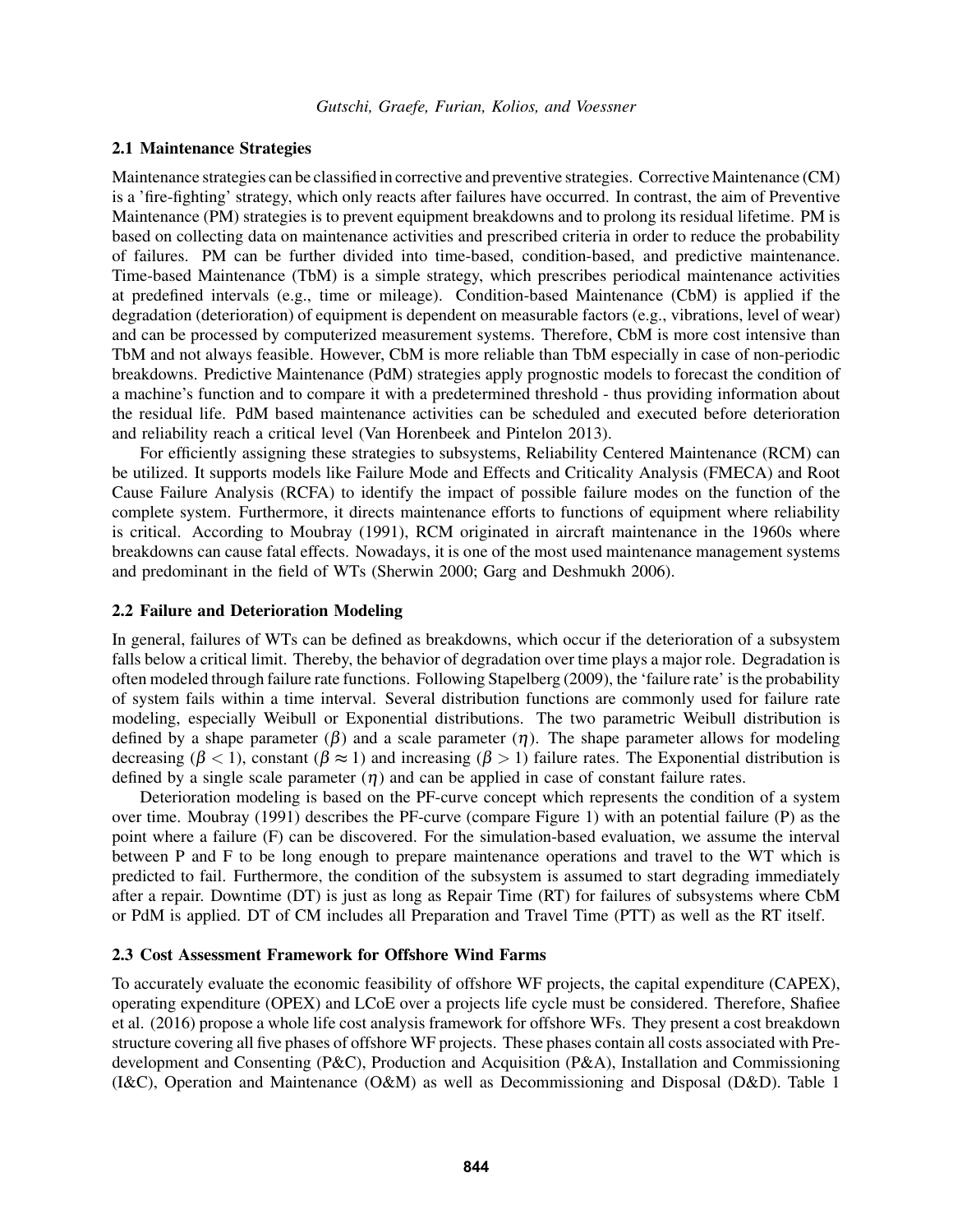### 2.1 Maintenance Strategies

Maintenance strategies can be classified in corrective and preventive strategies. Corrective Maintenance (CM) is a 'fire-fighting' strategy, which only reacts after failures have occurred. In contrast, the aim of Preventive Maintenance (PM) strategies is to prevent equipment breakdowns and to prolong its residual lifetime. PM is based on collecting data on maintenance activities and prescribed criteria in order to reduce the probability of failures. PM can be further divided into time-based, condition-based, and predictive maintenance. Time-based Maintenance (TbM) is a simple strategy, which prescribes periodical maintenance activities at predefined intervals (e.g., time or mileage). Condition-based Maintenance (CbM) is applied if the degradation (deterioration) of equipment is dependent on measurable factors (e.g., vibrations, level of wear) and can be processed by computerized measurement systems. Therefore, CbM is more cost intensive than TbM and not always feasible. However, CbM is more reliable than TbM especially in case of non-periodic breakdowns. Predictive Maintenance (PdM) strategies apply prognostic models to forecast the condition of a machine's function and to compare it with a predetermined threshold - thus providing information about the residual life. PdM based maintenance activities can be scheduled and executed before deterioration and reliability reach a critical level (Van Horenbeek and Pintelon 2013).

For efficiently assigning these strategies to subsystems, Reliability Centered Maintenance (RCM) can be utilized. It supports models like Failure Mode and Effects and Criticality Analysis (FMECA) and Root Cause Failure Analysis (RCFA) to identify the impact of possible failure modes on the function of the complete system. Furthermore, it directs maintenance efforts to functions of equipment where reliability is critical. According to Moubray (1991), RCM originated in aircraft maintenance in the 1960s where breakdowns can cause fatal effects. Nowadays, it is one of the most used maintenance management systems and predominant in the field of WTs (Sherwin 2000; Garg and Deshmukh 2006).

### 2.2 Failure and Deterioration Modeling

In general, failures of WTs can be defined as breakdowns, which occur if the deterioration of a subsystem falls below a critical limit. Thereby, the behavior of degradation over time plays a major role. Degradation is often modeled through failure rate functions. Following Stapelberg (2009), the 'failure rate' is the probability of system fails within a time interval. Several distribution functions are commonly used for failure rate modeling, especially Weibull or Exponential distributions. The two parametric Weibull distribution is defined by a shape parameter ($\beta$) and a scale parameter ($\eta$). The shape parameter allows for modeling decreasing ($\beta < 1$), constant ($\beta \approx 1$) and increasing ($\beta > 1$) failure rates. The Exponential distribution is defined by a single scale parameter ($\eta$) and can be applied in case of constant failure rates.

Deterioration modeling is based on the PF-curve concept which represents the condition of a system over time. Moubray (1991) describes the PF-curve (compare Figure 1) with an potential failure (P) as the point where a failure (F) can be discovered. For the simulation-based evaluation, we assume the interval between P and F to be long enough to prepare maintenance operations and travel to the WT which is predicted to fail. Furthermore, the condition of the subsystem is assumed to start degrading immediately after a repair. Downtime (DT) is just as long as Repair Time (RT) for failures of subsystems where CbM or PdM is applied. DT of CM includes all Preparation and Travel Time (PTT) as well as the RT itself.

### 2.3 Cost Assessment Framework for Offshore Wind Farms

To accurately evaluate the economic feasibility of offshore WF projects, the capital expenditure (CAPEX), operating expenditure (OPEX) and LCoE over a projects life cycle must be considered. Therefore, Shafiee et al. (2016) propose a whole life cost analysis framework for offshore WFs. They present a cost breakdown structure covering all five phases of offshore WF projects. These phases contain all costs associated with Pre-development and Consenting (P&C), Production and Acquisition (P&A), Installation and Commissioning (I&C), Operation and Maintenance (O&M) as well as Decommissioning and Disposal (D&D). Table 1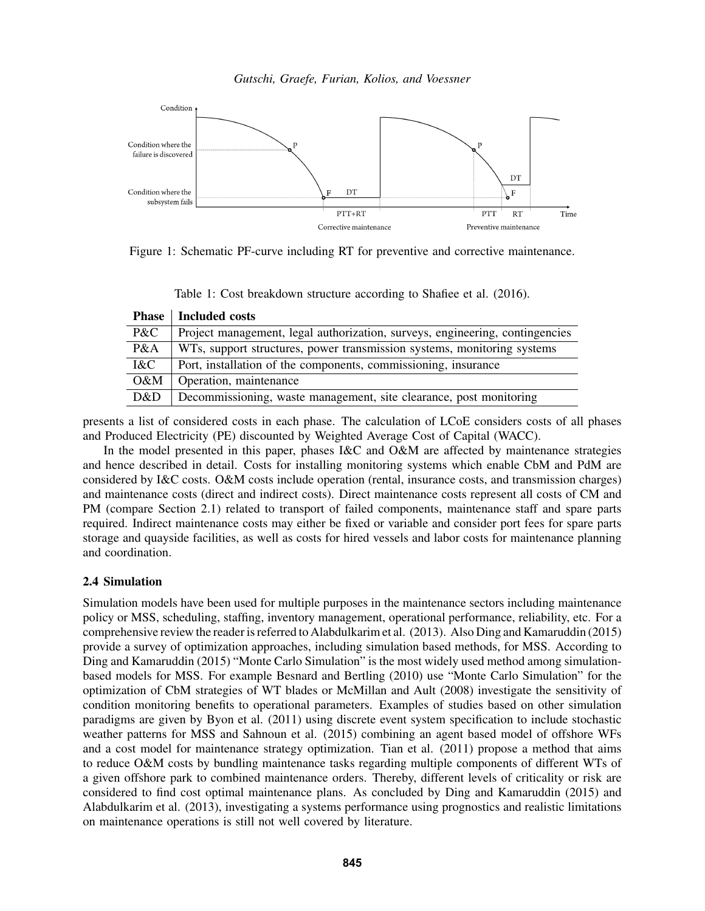Figure 1: Schematic PF-curve including RT for preventive and corrective maintenance.

Table 1: Cost breakdown structure according to Shafiee et al. (2016).

| Phase | Included costs |
|---|---|
| P&C | Project management, legal authorization, surveys, engineering, contingencies |
| P&A | WTs, support structures, power transmission systems, monitoring systems |
| I&C | Port, installation of the components, commissioning, insurance |
| O&M | Operation, maintenance |
| D&D | Decommissioning, waste management, site clearance, post monitoring |

presents a list of considered costs in each phase. The calculation of LCoE considers costs of all phases and Produced Electricity (PE) discounted by Weighted Average Cost of Capital (WACC).

In the model presented in this paper, phases I&C and O&M are affected by maintenance strategies and hence described in detail. Costs for installing monitoring systems which enable CbM and PdM are considered by I&C costs. O&M costs include operation (rental, insurance costs, and transmission charges) and maintenance costs (direct and indirect costs). Direct maintenance costs represent all costs of CM and PM (compare Section 2.1) related to transport of failed components, maintenance staff and spare parts required. Indirect maintenance costs may either be fixed or variable and consider port fees for spare parts storage and quayside facilities, as well as costs for hired vessels and labor costs for maintenance planning and coordination.

### 2.4 Simulation

Simulation models have been used for multiple purposes in the maintenance sectors including maintenance policy or MSS, scheduling, staffing, inventory management, operational performance, reliability, etc. For a comprehensive review the reader is referred to Alabdulkarim et al. (2013). Also Ding and Kamaruddin (2015) provide a survey of optimization approaches, including simulation based methods, for MSS. According to Ding and Kamaruddin (2015) "Monte Carlo Simulation" is the most widely used method among simulation-based models for MSS. For example Besnard and Bertling (2010) use "Monte Carlo Simulation" for the optimization of CbM strategies of WT blades or McMillan and Ault (2008) investigate the sensitivity of condition monitoring benefits to operational parameters. Examples of studies based on other simulation paradigms are given by Byon et al. (2011) using discrete event system specification to include stochastic weather patterns for MSS and Sahnoun et al. (2015) combining an agent based model of offshore WFs and a cost model for maintenance strategy optimization. Tian et al. (2011) propose a method that aims to reduce O&M costs by bundling maintenance tasks regarding multiple components of different WTs of a given offshore park to combined maintenance orders. Thereby, different levels of criticality or risk are considered to find cost optimal maintenance plans. As concluded by Ding and Kamaruddin (2015) and Alabdulkarim et al. (2013), investigating a systems performance using prognostics and realistic limitations on maintenance operations is still not well covered by literature.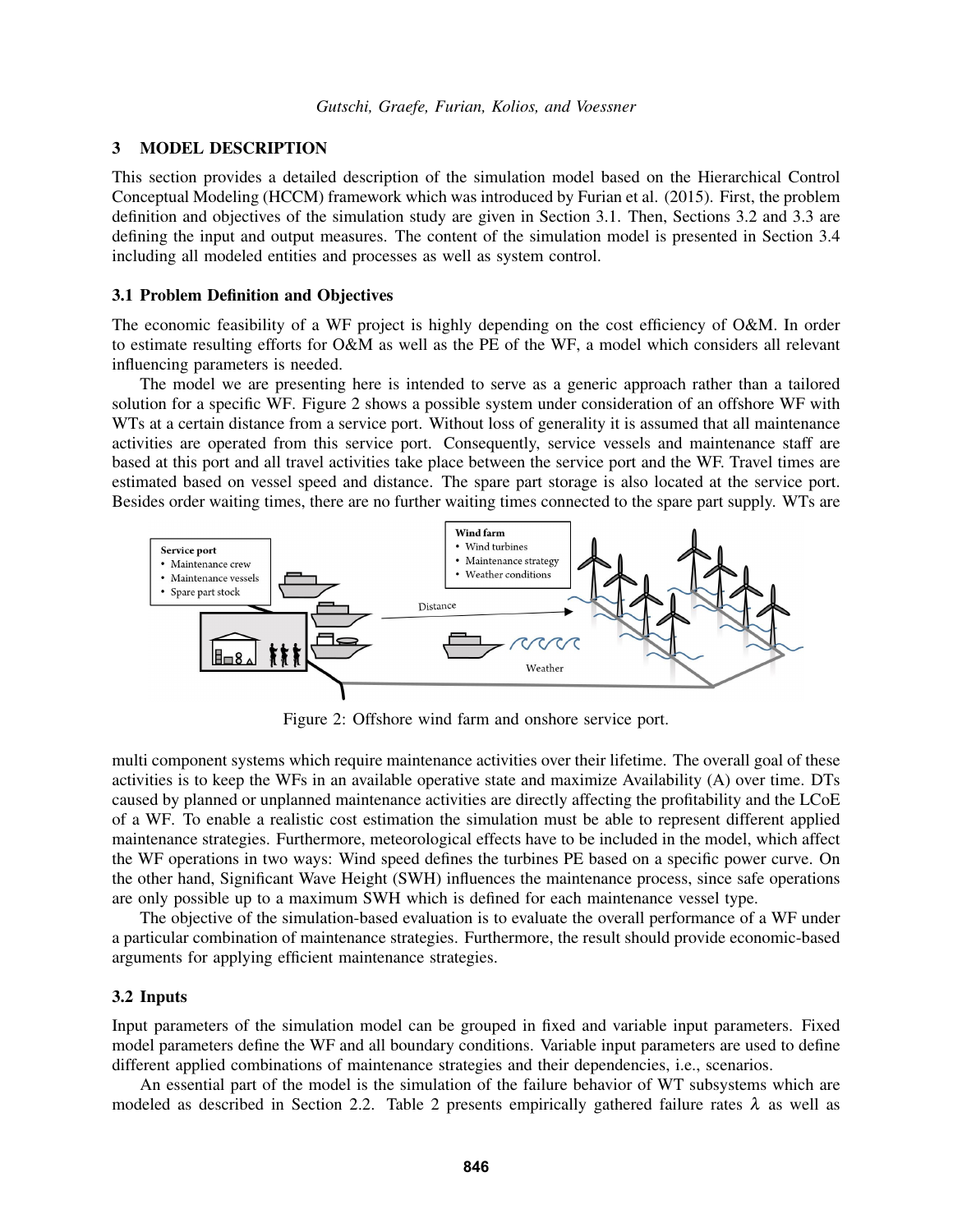## 3 MODEL DESCRIPTION

This section provides a detailed description of the simulation model based on the Hierarchical Control Conceptual Modeling (HCCM) framework which was introduced by Furian et al. (2015). First, the problem definition and objectives of the simulation study are given in Section 3.1. Then, Sections 3.2 and 3.3 are defining the input and output measures. The content of the simulation model is presented in Section 3.4 including all modeled entities and processes as well as system control.

### 3.1 Problem Definition and Objectives

The economic feasibility of a WF project is highly depending on the cost efficiency of O&M. In order to estimate resulting efforts for O&M as well as the PE of the WF, a model which considers all relevant influencing parameters is needed.

The model we are presenting here is intended to serve as a generic approach rather than a tailored solution for a specific WF. Figure 2 shows a possible system under consideration of an offshore WF with WTs at a certain distance from a service port. Without loss of generality it is assumed that all maintenance activities are operated from this service port. Consequently, service vessels and maintenance staff are based at this port and all travel activities take place between the service port and the WF. Travel times are estimated based on vessel speed and distance. The spare part storage is also located at the service port. Besides order waiting times, there are no further waiting times connected to the spare part supply. WTs are multi component systems which require maintenance activities over their lifetime. The overall goal of these activities is to keep the WFs in an available operative state and maximize Availability (A) over time. DTs caused by planned or unplanned maintenance activities are directly affecting the profitability and the LCoE of a WF. To enable a realistic cost estimation the simulation must be able to represent different applied maintenance strategies. Furthermore, meteorological effects have to be included in the model, which affect the WF operations in two ways: Wind speed defines the turbines PE based on a specific power curve. On the other hand, Significant Wave Height (SWH) influences the maintenance process, since safe operations are only possible up to a maximum SWH which is defined for each maintenance vessel type.

Figure 2: Offshore wind farm and onshore service port.

The objective of the simulation-based evaluation is to evaluate the overall performance of a WF under a particular combination of maintenance strategies. Furthermore, the result should provide economic-based arguments for applying efficient maintenance strategies.

### 3.2 Inputs

Input parameters of the simulation model can be grouped in fixed and variable input parameters. Fixed model parameters define the WF and all boundary conditions. Variable input parameters are used to define different applied combinations of maintenance strategies and their dependencies, i.e., scenarios.

An essential part of the model is the simulation of the failure behavior of WT subsystems which are modeled as described in Section 2.2. Table 2 presents empirically gathered failure rates $\lambda$ as well as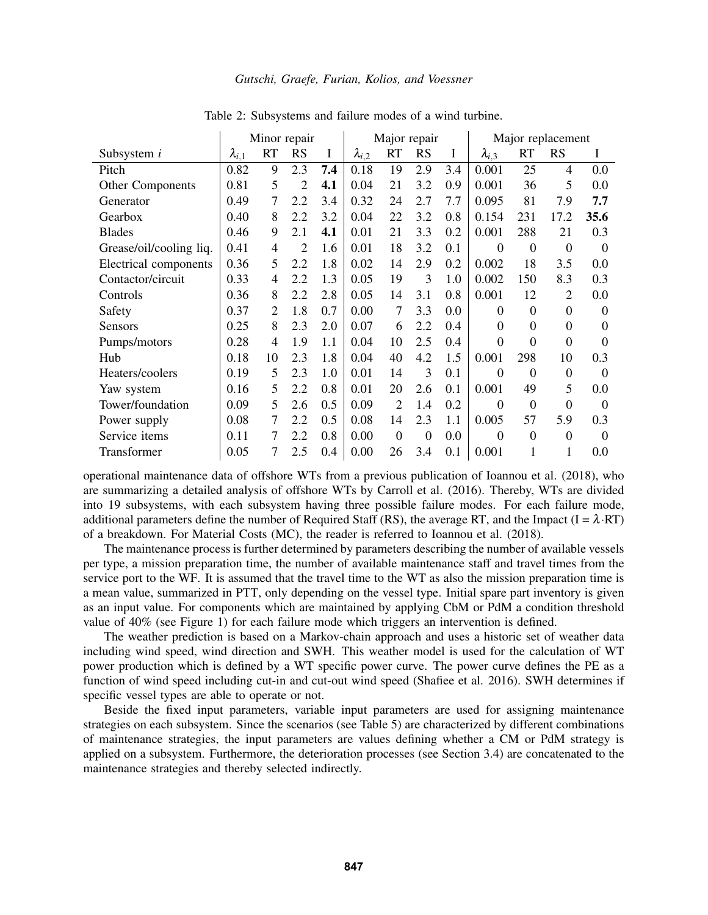Table 2: Subsystems and failure modes of a wind turbine.

| | Minor repair | | | | Major repair | | | | Major replacement | | | |
|---|---|---|---|---|---|---|---|---|---|---|---|---|
| Subsystem $i$ | $\lambda_{i,1}$ | RT | RS | I | $\lambda_{i,2}$ | RT | RS | I | $\lambda_{i,3}$ | RT | RS | I |
| Pitch | 0.82 | 9 | 2.3 | **7.4** | 0.18 | 19 | 2.9 | 3.4 | 0.001 | 25 | 4 | 0.0 |
| Other Components | 0.81 | 5 | 2 | **4.1** | 0.04 | 21 | 3.2 | 0.9 | 0.001 | 36 | 5 | 0.0 |
| Generator | 0.49 | 7 | 2.2 | 3.4 | 0.32 | 24 | 2.7 | 7.7 | 0.095 | 81 | 7.9 | **7.7** |
| Gearbox | 0.40 | 8 | 2.2 | 3.2 | 0.04 | 22 | 3.2 | 0.8 | 0.154 | 231 | 17.2 | **35.6** |
| Blades | 0.46 | 9 | 2.1 | **4.1** | 0.01 | 21 | 3.3 | 0.2 | 0.001 | 288 | 21 | 0.3 |
| Grease/oil/cooling liq. | 0.41 | 4 | 2 | 1.6 | 0.01 | 18 | 3.2 | 0.1 | 0 | 0 | 0 | 0 |
| Electrical components | 0.36 | 5 | 2.2 | 1.8 | 0.02 | 14 | 2.9 | 0.2 | 0.002 | 18 | 3.5 | 0.0 |
| Contactor/circuit | 0.33 | 4 | 2.2 | 1.3 | 0.05 | 19 | 3 | 1.0 | 0.002 | 150 | 8.3 | 0.3 |
| Controls | 0.36 | 8 | 2.2 | 2.8 | 0.05 | 14 | 3.1 | 0.8 | 0.001 | 12 | 2 | 0.0 |
| Safety | 0.37 | 2 | 1.8 | 0.7 | 0.00 | 7 | 3.3 | 0.0 | 0 | 0 | 0 | 0 |
| Sensors | 0.25 | 8 | 2.3 | 2.0 | 0.07 | 6 | 2.2 | 0.4 | 0 | 0 | 0 | 0 |
| Pumps/motors | 0.28 | 4 | 1.9 | 1.1 | 0.04 | 10 | 2.5 | 0.4 | 0 | 0 | 0 | 0 |
| Hub | 0.18 | 10 | 2.3 | 1.8 | 0.04 | 40 | 4.2 | 1.5 | 0.001 | 298 | 10 | 0.3 |
| Heaters/coolers | 0.19 | 5 | 2.3 | 1.0 | 0.01 | 14 | 3 | 0.1 | 0 | 0 | 0 | 0 |
| Yaw system | 0.16 | 5 | 2.2 | 0.8 | 0.01 | 20 | 2.6 | 0.1 | 0.001 | 49 | 5 | 0.0 |
| Tower/foundation | 0.09 | 5 | 2.6 | 0.5 | 0.09 | 2 | 1.4 | 0.2 | 0 | 0 | 0 | 0 |
| Power supply | 0.08 | 7 | 2.2 | 0.5 | 0.08 | 14 | 2.3 | 1.1 | 0.005 | 57 | 5.9 | 0.3 |
| Service items | 0.11 | 7 | 2.2 | 0.8 | 0.00 | 0 | 0 | 0.0 | 0 | 0 | 0 | 0 |
| Transformer | 0.05 | 7 | 2.5 | 0.4 | 0.00 | 26 | 3.4 | 0.1 | 0.001 | 1 | 1 | 0.0 |

operational maintenance data of offshore WTs from a previous publication of Ioannou et al. (2018), who are summarizing a detailed analysis of offshore WTs by Carroll et al. (2016). Thereby, WTs are divided into 19 subsystems, with each subsystem having three possible failure modes. For each failure mode, additional parameters define the number of Required Staff (RS), the average RT, and the Impact ($I = \lambda \cdot RT$) of a breakdown. For Material Costs (MC), the reader is referred to Ioannou et al. (2018).

The maintenance process is further determined by parameters describing the number of available vessels per type, a mission preparation time, the number of available maintenance staff and travel times from the service port to the WF. It is assumed that the travel time to the WT as also the mission preparation time is a mean value, summarized in PTT, only depending on the vessel type. Initial spare part inventory is given as an input value. For components which are maintained by applying CbM or PdM a condition threshold value of 40% (see Figure 1) for each failure mode which triggers an intervention is defined.

The weather prediction is based on a Markov-chain approach and uses a historic set of weather data including wind speed, wind direction and SWH. This weather model is used for the calculation of WT power production which is defined by a WT specific power curve. The power curve defines the PE as a function of wind speed including cut-in and cut-out wind speed (Shafiee et al. 2016). SWH determines if specific vessel types are able to operate or not.

Beside the fixed input parameters, variable input parameters are used for assigning maintenance strategies on each subsystem. Since the scenarios (see Table 5) are characterized by different combinations of maintenance strategies, the input parameters are values defining whether a CM or PdM strategy is applied on a subsystem. Furthermore, the deterioration processes (see Section 3.4) are concatenated to the maintenance strategies and thereby selected indirectly.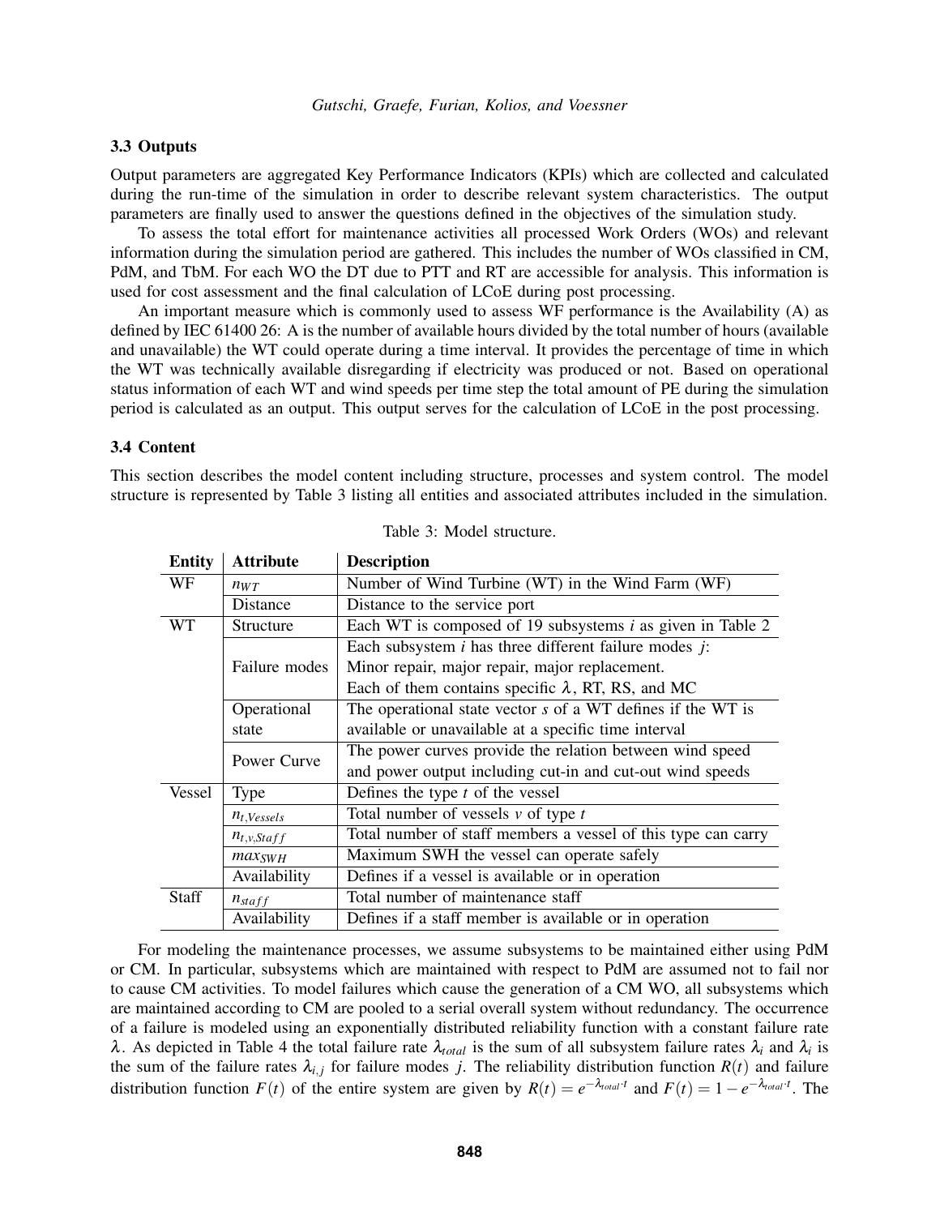### 3.3 Outputs

Output parameters are aggregated Key Performance Indicators (KPIs) which are collected and calculated during the run-time of the simulation in order to describe relevant system characteristics. The output parameters are finally used to answer the questions defined in the objectives of the simulation study.

To assess the total effort for maintenance activities all processed Work Orders (WOs) and relevant information during the simulation period are gathered. This includes the number of WOs classified in CM, PdM, and TbM. For each WO the DT due to PTT and RT are accessible for analysis. This information is used for cost assessment and the final calculation of LCoE during post processing.

An important measure which is commonly used to assess WF performance is the Availability (A) as defined by IEC 61400 26: A is the number of available hours divided by the total number of hours (available and unavailable) the WT could operate during a time interval. It provides the percentage of time in which the WT was technically available disregarding if electricity was produced or not. Based on operational status information of each WT and wind speeds per time step the total amount of PE during the simulation period is calculated as an output. This output serves for the calculation of LCoE in the post processing.

### 3.4 Content

This section describes the model content including structure, processes and system control. The model structure is represented by Table 3 listing all entities and associated attributes included in the simulation.

Table 3: Model structure.

| Entity | Attribute | Description |
|---|---|---|
| WF | $n_{WT}$ | Number of Wind Turbine (WT) in the Wind Farm (WF) |
| | Distance | Distance to the service port |
| WT | Structure | Each WT is composed of 19 subsystems $i$ as given in Table 2 |
| | Failure modes | Each subsystem $i$ has three different failure modes $j$: Minor repair, major repair, major replacement. Each of them contains specific $\lambda$, RT, RS, and MC |
| | Operational state | The operational state vector $s$ of a WT defines if the WT is available or unavailable at a specific time interval |
| | Power Curve | The power curves provide the relation between wind speed and power output including cut-in and cut-out wind speeds |
| Vessel | Type | Defines the type $t$ of the vessel |
| | $n_{t,Vessels}$ | Total number of vessels $v$ of type $t$ |
| | $n_{t,v,Staff}$ | Total number of staff members a vessel of this type can carry |
| | $max_{SWH}$ | Maximum SWH the vessel can operate safely |
| | Availability | Defines if a vessel is available or in operation |
| Staff | $n_{staff}$ | Total number of maintenance staff |
| | Availability | Defines if a staff member is available or in operation |

For modeling the maintenance processes, we assume subsystems to be maintained either using PdM or CM. In particular, subsystems which are maintained with respect to PdM are assumed not to fail nor to cause CM activities. To model failures which cause the generation of a CM WO, all subsystems which are maintained according to CM are pooled to a serial overall system without redundancy. The occurrence of a failure is modeled using an exponentially distributed reliability function with a constant failure rate $\lambda$. As depicted in Table 4 the total failure rate $\lambda_{total}$ is the sum of all subsystem failure rates $\lambda_i$ and $\lambda_i$ is the sum of the failure rates $\lambda_{i,j}$ for failure modes $j$. The reliability distribution function $R(t)$ and failure distribution function $F(t)$ of the entire system are given by $R(t) = e^{-\lambda_{total} \cdot t}$ and $F(t) = 1 - e^{-\lambda_{total} \cdot t}$. The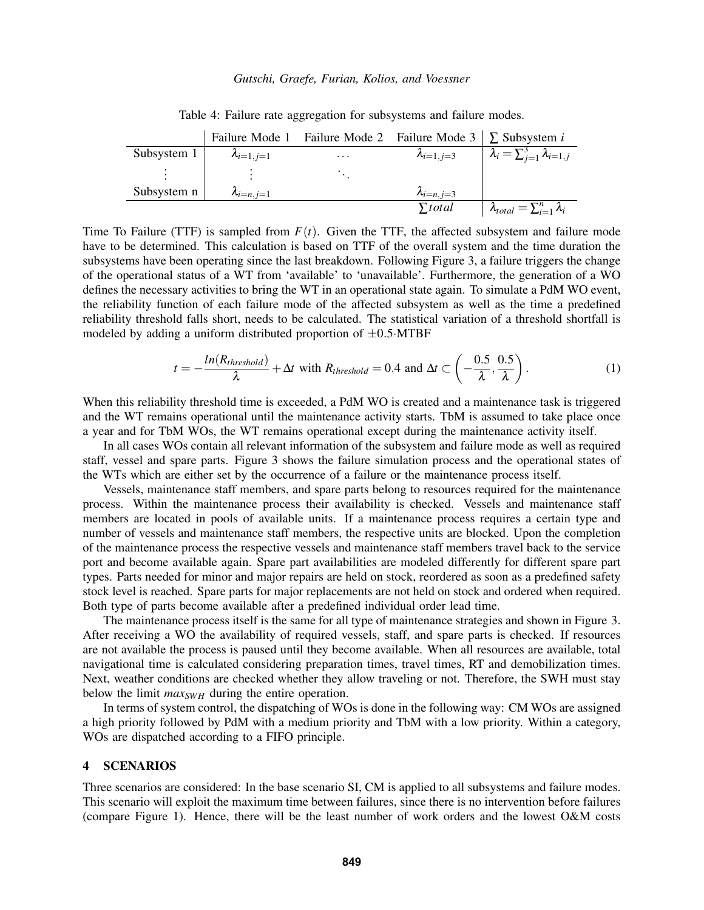Table 4: Failure rate aggregation for subsystems and failure modes.

| | Failure Mode 1 | Failure Mode 2 | Failure Mode 3 | $\sum$ Subsystem $i$ |
|---|---|---|---|---|
| Subsystem 1 | $\lambda_{i=1,j=1}$ | $\dots$ | $\lambda_{i=1,j=3}$ | $\lambda_i = \sum_{j=1}^{3} \lambda_{i=1,j}$ |
| $\vdots$ | $\vdots$ | $\ddots$ | | |
| Subsystem n | $\lambda_{i=n,j=1}$ | | $\lambda_{i=n,j=3}$ | |
| | | | $\sum total$ | $\lambda_{total} = \sum_{i=1}^{n} \lambda_i$ |

Time To Failure (TTF) is sampled from $F(t)$. Given the TTF, the affected subsystem and failure mode have to be determined. This calculation is based on TTF of the overall system and the time duration the subsystems have been operating since the last breakdown. Following Figure 3, a failure triggers the change of the operational status of a WT from 'available' to 'unavailable'. Furthermore, the generation of a WO defines the necessary activities to bring the WT in an operational state again. To simulate a PdM WO event, the reliability function of each failure mode of the affected subsystem as well as the time a predefined reliability threshold falls short, needs to be calculated. The statistical variation of a threshold shortfall is modeled by adding a uniform distributed proportion of $\pm 0.5 \cdot$MTBF

$$t = -\frac{ln(R_{threshold})}{\lambda} + \Delta t \text{ with } R_{threshold} = 0.4 \text{ and } \Delta t \subset \left(-\frac{0.5}{\lambda}, \frac{0.5}{\lambda}\right). \tag{1}$$

When this reliability threshold time is exceeded, a PdM WO is created and a maintenance task is triggered and the WT remains operational until the maintenance activity starts. TbM is assumed to take place once a year and for TbM WOs, the WT remains operational except during the maintenance activity itself.

In all cases WOs contain all relevant information of the subsystem and failure mode as well as required staff, vessel and spare parts. Figure 3 shows the failure simulation process and the operational states of the WTs which are either set by the occurrence of a failure or the maintenance process itself.

Vessels, maintenance staff members, and spare parts belong to resources required for the maintenance process. Within the maintenance process their availability is checked. Vessels and maintenance staff members are located in pools of available units. If a maintenance process requires a certain type and number of vessels and maintenance staff members, the respective units are blocked. Upon the completion of the maintenance process the respective vessels and maintenance staff members travel back to the service port and become available again. Spare part availabilities are modeled differently for different spare part types. Parts needed for minor and major repairs are held on stock, reordered as soon as a predefined safety stock level is reached. Spare parts for major replacements are not held on stock and ordered when required. Both type of parts become available after a predefined individual order lead time.

The maintenance process itself is the same for all type of maintenance strategies and shown in Figure 3. After receiving a WO the availability of required vessels, staff, and spare parts is checked. If resources are not available the process is paused until they become available. When all resources are available, total navigational time is calculated considering preparation times, travel times, RT and demobilization times. Next, weather conditions are checked whether they allow traveling or not. Therefore, the SWH must stay below the limit $max_{SWH}$ during the entire operation.

In terms of system control, the dispatching of WOs is done in the following way: CM WOs are assigned a high priority followed by PdM with a medium priority and TbM with a low priority. Within a category, WOs are dispatched according to a FIFO principle.

## 4 SCENARIOS

Three scenarios are considered: In the base scenario SI, CM is applied to all subsystems and failure modes. This scenario will exploit the maximum time between failures, since there is no intervention before failures (compare Figure 1). Hence, there will be the least number of work orders and the lowest O&M costs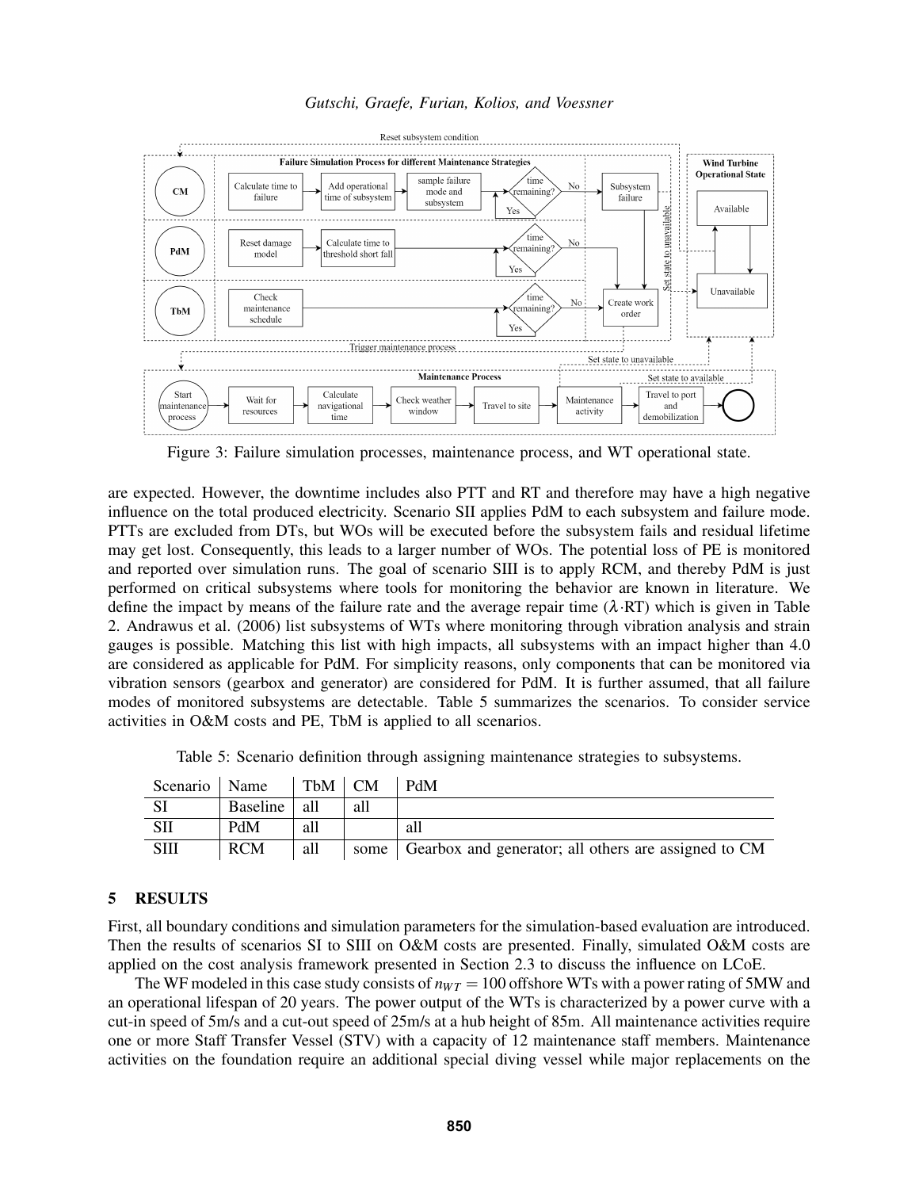Figure 3: Failure simulation processes, maintenance process, and WT operational state.

are expected. However, the downtime includes also PTT and RT and therefore may have a high negative influence on the total produced electricity. Scenario SII applies PdM to each subsystem and failure mode. PTTs are excluded from DTs, but WOs will be executed before the subsystem fails and residual lifetime may get lost. Consequently, this leads to a larger number of WOs. The potential loss of PE is monitored and reported over simulation runs. The goal of scenario SIII is to apply RCM, and thereby PdM is just performed on critical subsystems where tools for monitoring the behavior are known in literature. We define the impact by means of the failure rate and the average repair time ($\lambda \cdot$RT) which is given in Table 2. Andrawus et al. (2006) list subsystems of WTs where monitoring through vibration analysis and strain gauges is possible. Matching this list with high impacts, all subsystems with an impact higher than 4.0 are considered as applicable for PdM. For simplicity reasons, only components that can be monitored via vibration sensors (gearbox and generator) are considered for PdM. It is further assumed, that all failure modes of monitored subsystems are detectable. Table 5 summarizes the scenarios. To consider service activities in O&M costs and PE, TbM is applied to all scenarios.

Table 5: Scenario definition through assigning maintenance strategies to subsystems.

| Scenario | Name | TbM | CM | PdM |
|---|---|---|---|---|
| SI | Baseline | all | all | |
| SII | PdM | all | | all |
| SIII | RCM | all | some | Gearbox and generator; all others are assigned to CM |

## 5 RESULTS

First, all boundary conditions and simulation parameters for the simulation-based evaluation are introduced. Then the results of scenarios SI to SIII on O&M costs are presented. Finally, simulated O&M costs are applied on the cost analysis framework presented in Section 2.3 to discuss the influence on LCoE.

The WF modeled in this case study consists of $n_{WT} = 100$ offshore WTs with a power rating of 5MW and an operational lifespan of 20 years. The power output of the WTs is characterized by a power curve with a cut-in speed of 5m/s and a cut-out speed of 25m/s at a hub height of 85m. All maintenance activities require one or more Staff Transfer Vessel (STV) with a capacity of 12 maintenance staff members. Maintenance activities on the foundation require an additional special diving vessel while major replacements on the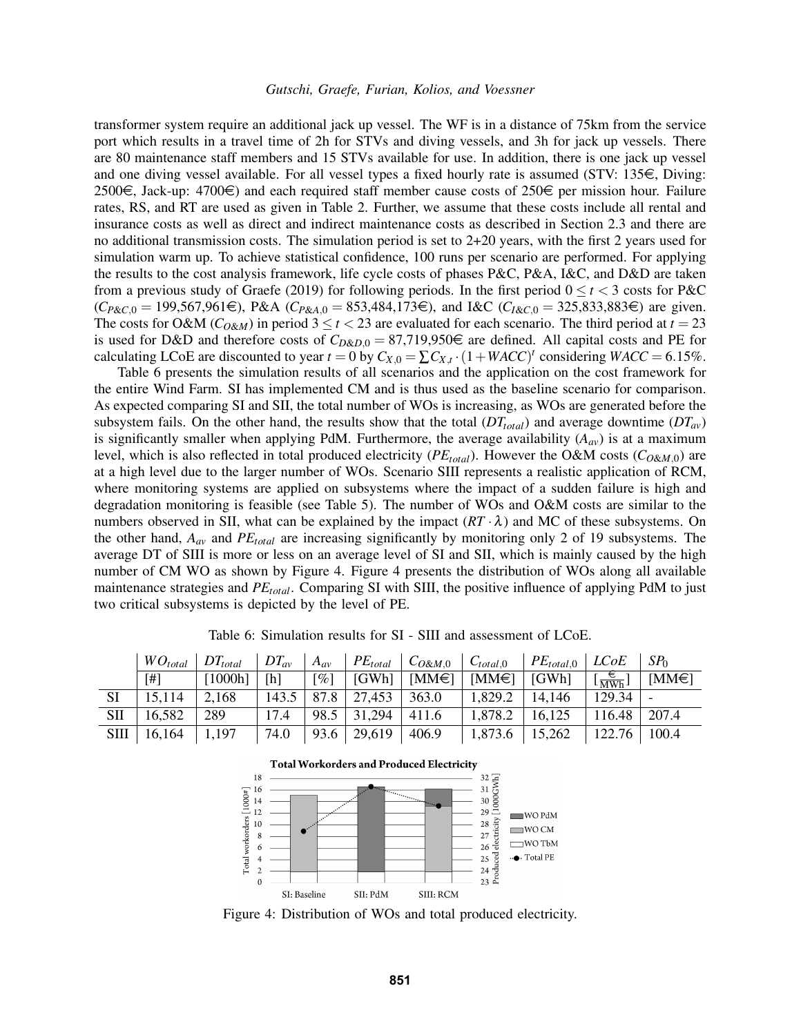transformer system require an additional jack up vessel. The WF is in a distance of 75km from the service port which results in a travel time of 2h for STVs and diving vessels, and 3h for jack up vessels. There are 80 maintenance staff members and 15 STVs available for use. In addition, there is one jack up vessel and one diving vessel available. For all vessel types a fixed hourly rate is assumed (STV: 135€, Diving: 2500€, Jack-up: 4700€) and each required staff member cause costs of 250€ per mission hour. Failure rates, RS, and RT are used as given in Table 2. Further, we assume that these costs include all rental and insurance costs as well as direct and indirect maintenance costs as described in Section 2.3 and there are no additional transmission costs. The simulation period is set to 2+20 years, with the first 2 years used for simulation warm up. To achieve statistical confidence, 100 runs per scenario are performed. For applying the results to the cost analysis framework, life cycle costs of phases P&C, P&A, I&C, and D&D are taken from a previous study of Graefe (2019) for following periods. In the first period $0 \leq t < 3$ costs for P&C ($C_{P\&C,0} = 199{,}567{,}961$€), P&A ($C_{P\&A,0} = 853{,}484{,}173$€), and I&C ($C_{I\&C,0} = 325{,}833{,}883$€) are given. The costs for O&M ($C_{O\&M}$) in period $3 \leq t < 23$ are evaluated for each scenario. The third period at $t = 23$ is used for D&D and therefore costs of $C_{D\&D,0} = 87{,}719{,}950$€ are defined. All capital costs and PE for calculating LCoE are discounted to year $t = 0$ by $C_{X,0} = \sum C_{X,t} \cdot (1 + WACC)^t$ considering $WACC = 6.15\%$.

Table 6 presents the simulation results of all scenarios and the application on the cost framework for the entire Wind Farm. SI has implemented CM and is thus used as the baseline scenario for comparison. As expected comparing SI and SII, the total number of WOs is increasing, as WOs are generated before the subsystem fails. On the other hand, the results show that the total ($DT_{total}$) and average downtime ($DT_{av}$) is significantly smaller when applying PdM. Furthermore, the average availability ($A_{av}$) is at a maximum level, which is also reflected in total produced electricity ($PE_{total}$). However the O&M costs ($C_{O\&M,0}$) are at a high level due to the larger number of WOs. Scenario SIII represents a realistic application of RCM, where monitoring systems are applied on subsystems where the impact of a sudden failure is high and degradation monitoring is feasible (see Table 5). The number of WOs and O&M costs are similar to the numbers observed in SII, what can be explained by the impact ($RT \cdot \lambda$) and MC of these subsystems. On the other hand, $A_{av}$ and $PE_{total}$ are increasing significantly by monitoring only 2 of 19 subsystems. The average DT of SIII is more or less on an average level of SI and SII, which is mainly caused by the high number of CM WO as shown by Figure 4. Figure 4 presents the distribution of WOs along all available maintenance strategies and $PE_{total}$. Comparing SI with SIII, the positive influence of applying PdM to just two critical subsystems is depicted by the level of PE.

Table 6: Simulation results for SI - SIII and assessment of LCoE.

| | $WO_{total}$ | $DT_{total}$ | $DT_{av}$ | $A_{av}$ | $PE_{total}$ | $C_{O\&M,0}$ | $C_{total,0}$ | $PE_{total,0}$ | $LCoE$ | $SP_0$ |
|---|---|---|---|---|---|---|---|---|---|---|
| | [#] | [1000h] | [h] | [%] | [GWh] | [MM€] | [MM€] | [GWh] | [$\frac{€}{MWh}$] | [MM€] |
| SI | 15,114 | 2,168 | 143.5 | 87.8 | 27,453 | 363.0 | 1,829.2 | 14,146 | 129.34 | - |
| SII | 16,582 | 289 | 17.4 | 98.5 | 31,294 | 411.6 | 1,878.2 | 16,125 | 116.48 | 207.4 |
| SIII | 16,164 | 1,197 | 74.0 | 93.6 | 29,619 | 406.9 | 1,873.6 | 15,262 | 122.76 | 100.4 |

Figure 4: Distribution of WOs and total produced electricity.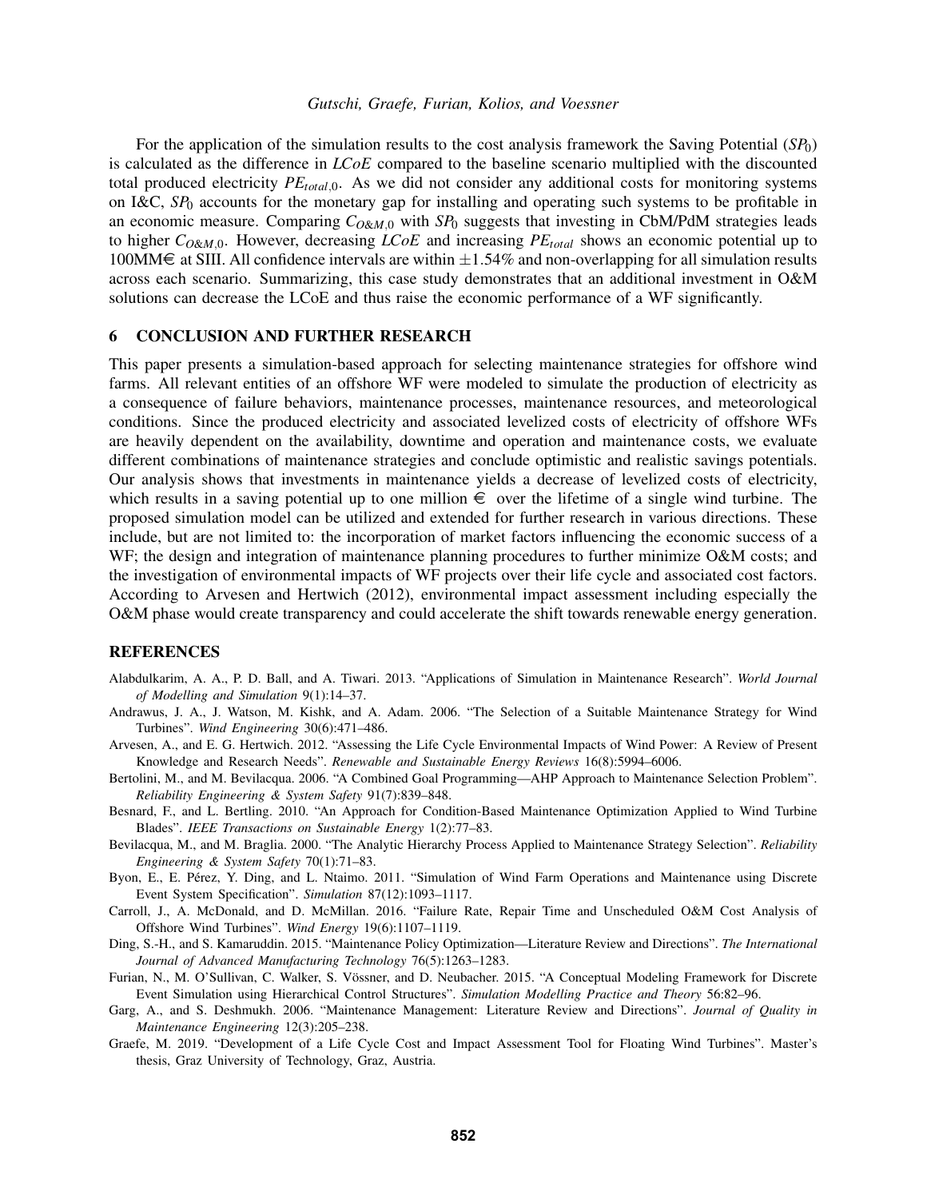For the application of the simulation results to the cost analysis framework the Saving Potential ($SP_0$) is calculated as the difference in $LCoE$ compared to the baseline scenario multiplied with the discounted total produced electricity $PE_{total,0}$. As we did not consider any additional costs for monitoring systems on I&C, $SP_0$ accounts for the monetary gap for installing and operating such systems to be profitable in an economic measure. Comparing $C_{O\&M,0}$ with $SP_0$ suggests that investing in CbM/PdM strategies leads to higher $C_{O\&M,0}$. However, decreasing $LCoE$ and increasing $PE_{total}$ shows an economic potential up to 100MM€ at SIII. All confidence intervals are within $\pm 1.54\%$ and non-overlapping for all simulation results across each scenario. Summarizing, this case study demonstrates that an additional investment in O&M solutions can decrease the LCoE and thus raise the economic performance of a WF significantly.

## 6 CONCLUSION AND FURTHER RESEARCH

This paper presents a simulation-based approach for selecting maintenance strategies for offshore wind farms. All relevant entities of an offshore WF were modeled to simulate the production of electricity as a consequence of failure behaviors, maintenance processes, maintenance resources, and meteorological conditions. Since the produced electricity and associated levelized costs of electricity of offshore WFs are heavily dependent on the availability, downtime and operation and maintenance costs, we evaluate different combinations of maintenance strategies and conclude optimistic and realistic savings potentials. Our analysis shows that investments in maintenance yields a decrease of levelized costs of electricity, which results in a saving potential up to one million € over the lifetime of a single wind turbine. The proposed simulation model can be utilized and extended for further research in various directions. These include, but are not limited to: the incorporation of market factors influencing the economic success of a WF; the design and integration of maintenance planning procedures to further minimize O&M costs; and the investigation of environmental impacts of WF projects over their life cycle and associated cost factors. According to Arvesen and Hertwich (2012), environmental impact assessment including especially the O&M phase would create transparency and could accelerate the shift towards renewable energy generation.

## REFERENCES

Alabdulkarim, A. A., P. D. Ball, and A. Tiwari. 2013. "Applications of Simulation in Maintenance Research". *World Journal of Modelling and Simulation* 9(1):14–37.

Andrawus, J. A., J. Watson, M. Kishk, and A. Adam. 2006. "The Selection of a Suitable Maintenance Strategy for Wind Turbines". *Wind Engineering* 30(6):471–486.

Arvesen, A., and E. G. Hertwich. 2012. "Assessing the Life Cycle Environmental Impacts of Wind Power: A Review of Present Knowledge and Research Needs". *Renewable and Sustainable Energy Reviews* 16(8):5994–6006.

Bertolini, M., and M. Bevilacqua. 2006. "A Combined Goal Programming—AHP Approach to Maintenance Selection Problem". *Reliability Engineering & System Safety* 91(7):839–848.

Besnard, F., and L. Bertling. 2010. "An Approach for Condition-Based Maintenance Optimization Applied to Wind Turbine Blades". *IEEE Transactions on Sustainable Energy* 1(2):77–83.

Bevilacqua, M., and M. Braglia. 2000. "The Analytic Hierarchy Process Applied to Maintenance Strategy Selection". *Reliability Engineering & System Safety* 70(1):71–83.

Byon, E., E. Pérez, Y. Ding, and L. Ntaimo. 2011. "Simulation of Wind Farm Operations and Maintenance using Discrete Event System Specification". *Simulation* 87(12):1093–1117.

Carroll, J., A. McDonald, and D. McMillan. 2016. "Failure Rate, Repair Time and Unscheduled O&M Cost Analysis of Offshore Wind Turbines". *Wind Energy* 19(6):1107–1119.

Ding, S.-H., and S. Kamaruddin. 2015. "Maintenance Policy Optimization—Literature Review and Directions". *The International Journal of Advanced Manufacturing Technology* 76(5):1263–1283.

Furian, N., M. O'Sullivan, C. Walker, S. Vössner, and D. Neubacher. 2015. "A Conceptual Modeling Framework for Discrete Event Simulation using Hierarchical Control Structures". *Simulation Modelling Practice and Theory* 56:82–96.

Garg, A., and S. Deshmukh. 2006. "Maintenance Management: Literature Review and Directions". *Journal of Quality in Maintenance Engineering* 12(3):205–238.

Graefe, M. 2019. "Development of a Life Cycle Cost and Impact Assessment Tool for Floating Wind Turbines". Master's thesis, Graz University of Technology, Graz, Austria.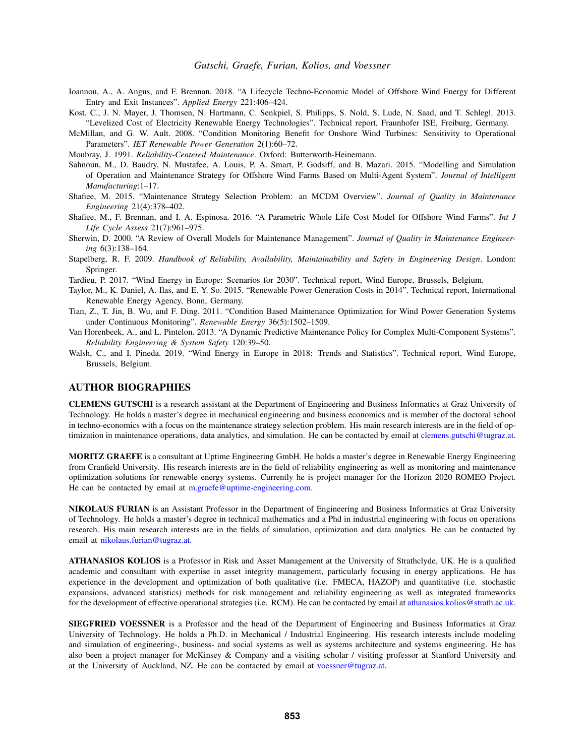Ioannou, A., A. Angus, and F. Brennan. 2018. "A Lifecycle Techno-Economic Model of Offshore Wind Energy for Different Entry and Exit Instances". *Applied Energy* 221:406–424.

Kost, C., J. N. Mayer, J. Thomsen, N. Hartmann, C. Senkpiel, S. Philipps, S. Nold, S. Lude, N. Saad, and T. Schlegl. 2013. "Levelized Cost of Electricity Renewable Energy Technologies". Technical report, Fraunhofer ISE, Freiburg, Germany.

McMillan, and G. W. Ault. 2008. "Condition Monitoring Benefit for Onshore Wind Turbines: Sensitivity to Operational Parameters". *IET Renewable Power Generation* 2(1):60–72.

Moubray, J. 1991. *Reliability-Centered Maintenance*. Oxford: Butterworth-Heinemann.

Sahnoun, M., D. Baudry, N. Mustafee, A. Louis, P. A. Smart, P. Godsiff, and B. Mazari. 2015. "Modelling and Simulation of Operation and Maintenance Strategy for Offshore Wind Farms Based on Multi-Agent System". *Journal of Intelligent Manufacturing*:1–17.

Shafiee, M. 2015. "Maintenance Strategy Selection Problem: an MCDM Overview". *Journal of Quality in Maintenance Engineering* 21(4):378–402.

Shafiee, M., F. Brennan, and I. A. Espinosa. 2016. "A Parametric Whole Life Cost Model for Offshore Wind Farms". *Int J Life Cycle Assess* 21(7):961–975.

Sherwin, D. 2000. "A Review of Overall Models for Maintenance Management". *Journal of Quality in Maintenance Engineering* 6(3):138–164.

Stapelberg, R. F. 2009. *Handbook of Reliability, Availability, Maintainability and Safety in Engineering Design*. London: Springer.

Tardieu, P. 2017. "Wind Energy in Europe: Scenarios for 2030". Technical report, Wind Europe, Brussels, Belgium.

Taylor, M., K. Daniel, A. Ilas, and E. Y. So. 2015. "Renewable Power Generation Costs in 2014". Technical report, International Renewable Energy Agency, Bonn, Germany.

Tian, Z., T. Jin, B. Wu, and F. Ding. 2011. "Condition Based Maintenance Optimization for Wind Power Generation Systems under Continuous Monitoring". *Renewable Energy* 36(5):1502–1509.

Van Horenbeek, A., and L. Pintelon. 2013. "A Dynamic Predictive Maintenance Policy for Complex Multi-Component Systems". *Reliability Engineering & System Safety* 120:39–50.

Walsh, C., and I. Pineda. 2019. "Wind Energy in Europe in 2018: Trends and Statistics". Technical report, Wind Europe, Brussels, Belgium.

## AUTHOR BIOGRAPHIES

**CLEMENS GUTSCHI** is a research assistant at the Department of Engineering and Business Informatics at Graz University of Technology. He holds a master's degree in mechanical engineering and business economics and is member of the doctoral school in techno-economics with a focus on the maintenance strategy selection problem. His main research interests are in the field of optimization in maintenance operations, data analytics, and simulation. He can be contacted by email at clemens.gutschi@tugraz.at.

**MORITZ GRAEFE** is a consultant at Uptime Engineering GmbH. He holds a master's degree in Renewable Energy Engineering from Cranfield University. His research interests are in the field of reliability engineering as well as monitoring and maintenance optimization solutions for renewable energy systems. Currently he is project manager for the Horizon 2020 ROMEO Project. He can be contacted by email at m.graefe@uptime-engineering.com.

**NIKOLAUS FURIAN** is an Assistant Professor in the Department of Engineering and Business Informatics at Graz University of Technology. He holds a master's degree in technical mathematics and a Phd in industrial engineering with focus on operations research. His main research interests are in the fields of simulation, optimization and data analytics. He can be contacted by email at nikolaus.furian@tugraz.at.

**ATHANASIOS KOLIOS** is a Professor in Risk and Asset Management at the University of Strathclyde, UK. He is a qualified academic and consultant with expertise in asset integrity management, particularly focusing in energy applications. He has experience in the development and optimization of both qualitative (i.e. FMECA, HAZOP) and quantitative (i.e. stochastic expansions, advanced statistics) methods for risk management and reliability engineering as well as integrated frameworks for the development of effective operational strategies (i.e. RCM). He can be contacted by email at athanasios.kolios@strath.ac.uk.

**SIEGFRIED VOESSNER** is a Professor and the head of the Department of Engineering and Business Informatics at Graz University of Technology. He holds a Ph.D. in Mechanical / Industrial Engineering. His research interests include modeling and simulation of engineering-, business- and social systems as well as systems architecture and systems engineering. He has also been a project manager for McKinsey & Company and a visiting scholar / visiting professor at Stanford University and at the University of Auckland, NZ. He can be contacted by email at voessner@tugraz.at.